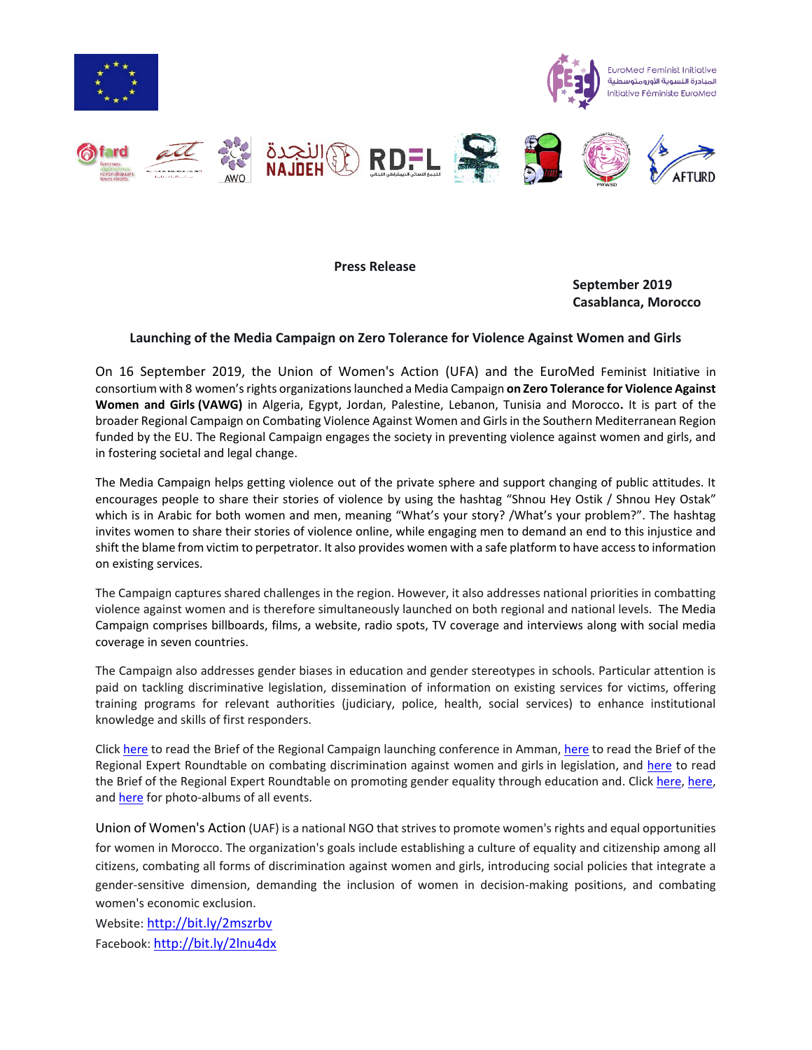EuroMed Feminist Initiative
المبادرة النسوية الأورومتوسطية
Initiative Féministe EuroMed

**Press Release**

**September 2019**
**Casablanca, Morocco**

**Launching of the Media Campaign on Zero Tolerance for Violence Against Women and Girls**

On 16 September 2019, the Union of Women's Action (UFA) and the EuroMed Feminist Initiative in consortium with 8 women's rights organizations launched a Media Campaign **on Zero Tolerance for Violence Against Women and Girls (VAWG)** in Algeria, Egypt, Jordan, Palestine, Lebanon, Tunisia and Morocco**.** It is part of the broader Regional Campaign on Combating Violence Against Women and Girls in the Southern Mediterranean Region funded by the EU. The Regional Campaign engages the society in preventing violence against women and girls, and in fostering societal and legal change.

The Media Campaign helps getting violence out of the private sphere and support changing of public attitudes. It encourages people to share their stories of violence by using the hashtag "Shnou Hey Ostik / Shnou Hey Ostak" which is in Arabic for both women and men, meaning "What's your story? /What's your problem?". The hashtag invites women to share their stories of violence online, while engaging men to demand an end to this injustice and shift the blame from victim to perpetrator. It also provides women with a safe platform to have access to information on existing services.

The Campaign captures shared challenges in the region. However, it also addresses national priorities in combatting violence against women and is therefore simultaneously launched on both regional and national levels. The Media Campaign comprises billboards, films, a website, radio spots, TV coverage and interviews along with social media coverage in seven countries.

The Campaign also addresses gender biases in education and gender stereotypes in schools. Particular attention is paid on tackling discriminative legislation, dissemination of information on existing services for victims, offering training programs for relevant authorities (judiciary, police, health, social services) to enhance institutional knowledge and skills of first responders.

Click here to read the Brief of the Regional Campaign launching conference in Amman, here to read the Brief of the Regional Expert Roundtable on combating discrimination against women and girls in legislation, and here to read the Brief of the Regional Expert Roundtable on promoting gender equality through education and. Click here, here, and here for photo-albums of all events.

Union of Women's Action (UAF) is a national NGO that strives to promote women's rights and equal opportunities for women in Morocco. The organization's goals include establishing a culture of equality and citizenship among all citizens, combating all forms of discrimination against women and girls, introducing social policies that integrate a gender-sensitive dimension, demanding the inclusion of women in decision-making positions, and combating women's economic exclusion.

Website: http://bit.ly/2mszrbv
Facebook: http://bit.ly/2lnu4dx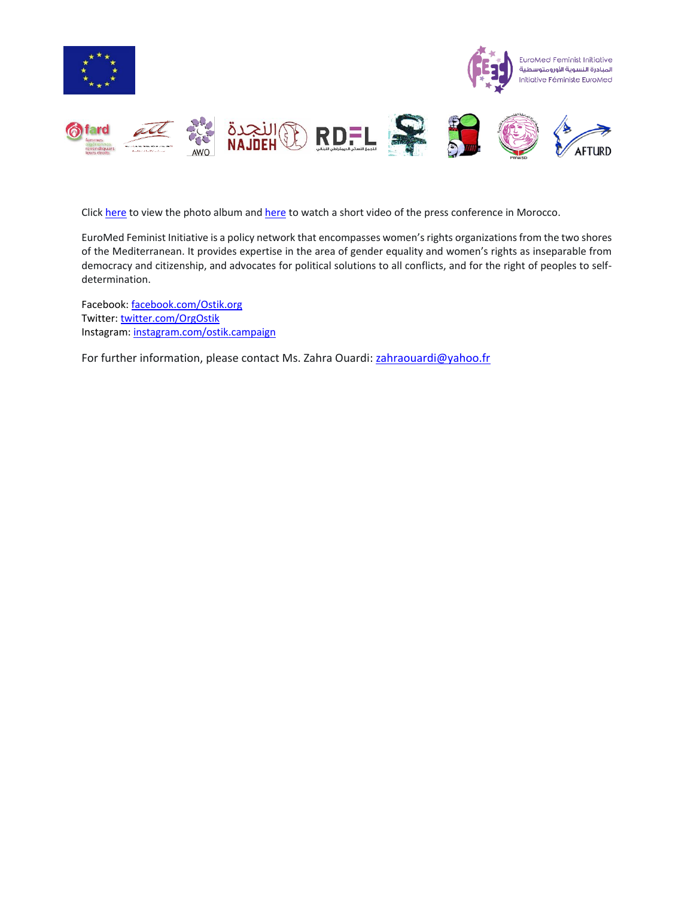Click here to view the photo album and here to watch a short video of the press conference in Morocco.

EuroMed Feminist Initiative is a policy network that encompasses women's rights organizations from the two shores of the Mediterranean. It provides expertise in the area of gender equality and women's rights as inseparable from democracy and citizenship, and advocates for political solutions to all conflicts, and for the right of peoples to self-determination.

Facebook: facebook.com/Ostik.org
Twitter: twitter.com/OrgOstik
Instagram: instagram.com/ostik.campaign

For further information, please contact Ms. Zahra Ouardi: zahraouardi@yahoo.fr